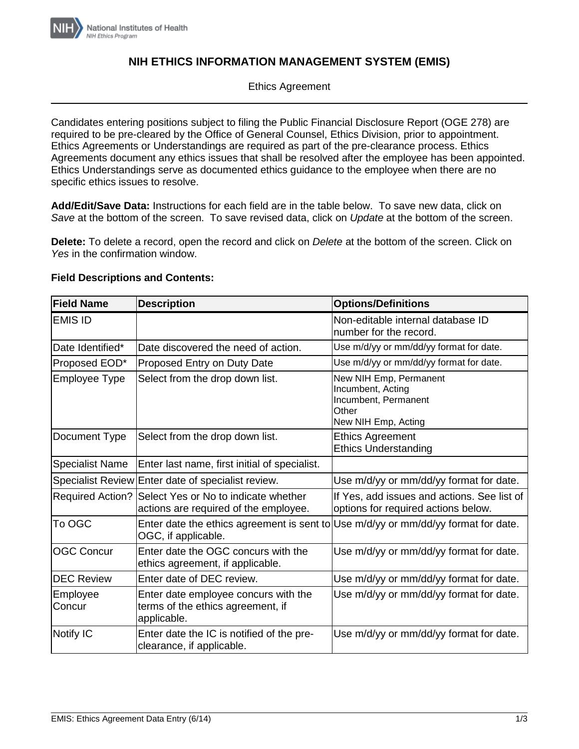National Institutes of Health
NIH Ethics Program

# NIH ETHICS INFORMATION MANAGEMENT SYSTEM (EMIS)

Ethics Agreement

---

Candidates entering positions subject to filing the Public Financial Disclosure Report (OGE 278) are required to be pre-cleared by the Office of General Counsel, Ethics Division, prior to appointment. Ethics Agreements or Understandings are required as part of the pre-clearance process. Ethics Agreements document any ethics issues that shall be resolved after the employee has been appointed. Ethics Understandings serve as documented ethics guidance to the employee when there are no specific ethics issues to resolve.

**Add/Edit/Save Data:** Instructions for each field are in the table below. To save new data, click on *Save* at the bottom of the screen. To save revised data, click on *Update* at the bottom of the screen.

**Delete:** To delete a record, open the record and click on *Delete* at the bottom of the screen. Click on *Yes* in the confirmation window.

**Field Descriptions and Contents:**

| Field Name | Description | Options/Definitions |
|---|---|---|
| EMIS ID | | Non-editable internal database ID number for the record. |
| Date Identified* | Date discovered the need of action. | Use m/d/yy or mm/dd/yy format for date. |
| Proposed EOD* | Proposed Entry on Duty Date | Use m/d/yy or mm/dd/yy format for date. |
| Employee Type | Select from the drop down list. | New NIH Emp, Permanent<br>Incumbent, Acting<br>Incumbent, Permanent<br>Other<br>New NIH Emp, Acting |
| Document Type | Select from the drop down list. | Ethics Agreement<br>Ethics Understanding |
| Specialist Name | Enter last name, first initial of specialist. | |
| Specialist Review | Enter date of specialist review. | Use m/d/yy or mm/dd/yy format for date. |
| Required Action? | Select Yes or No to indicate whether actions are required of the employee. | If Yes, add issues and actions. See list of options for required actions below. |
| To OGC | Enter date the ethics agreement is sent to OGC, if applicable. | Use m/d/yy or mm/dd/yy format for date. |
| OGC Concur | Enter date the OGC concurs with the ethics agreement, if applicable. | Use m/d/yy or mm/dd/yy format for date. |
| DEC Review | Enter date of DEC review. | Use m/d/yy or mm/dd/yy format for date. |
| Employee Concur | Enter date employee concurs with the terms of the ethics agreement, if applicable. | Use m/d/yy or mm/dd/yy format for date. |
| Notify IC | Enter date the IC is notified of the pre-clearance, if applicable. | Use m/d/yy or mm/dd/yy format for date. |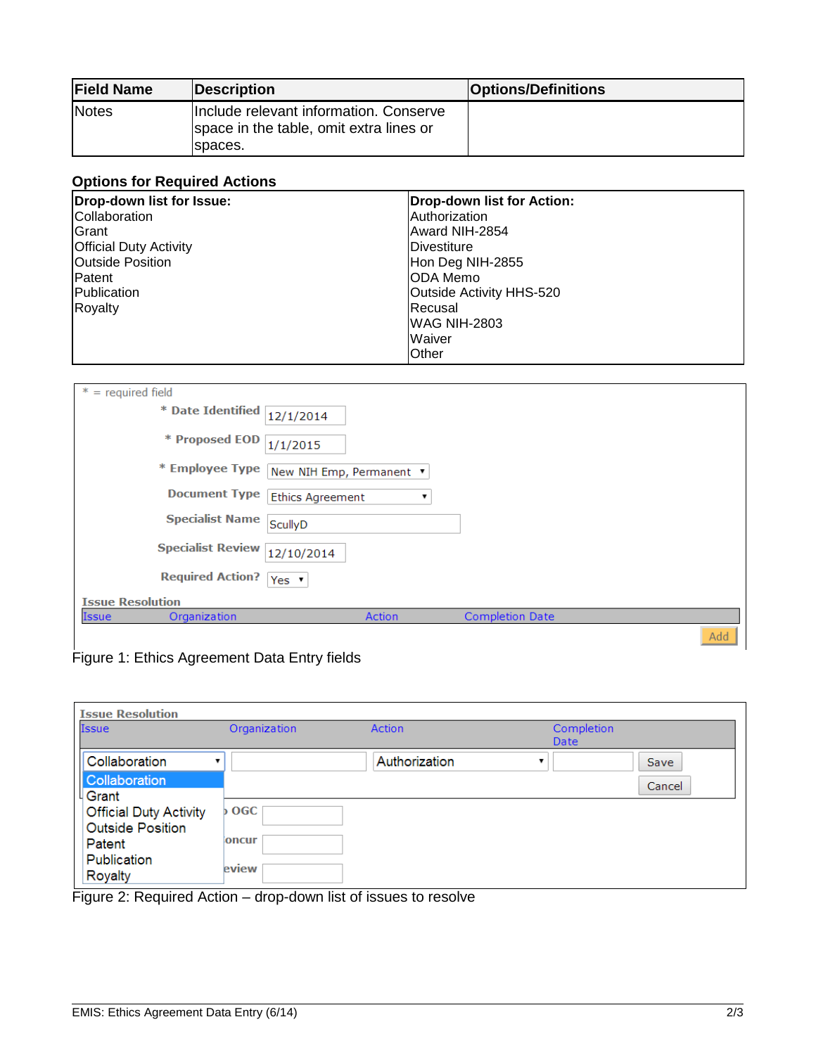| Field Name | Description | Options/Definitions |
|---|---|---|
| Notes | Include relevant information. Conserve space in the table, omit extra lines or spaces. | |

**Options for Required Actions**

| Drop-down list for Issue: | Drop-down list for Action: |
|---|---|
| Collaboration<br>Grant<br>Official Duty Activity<br>Outside Position<br>Patent<br>Publication<br>Royalty | Authorization<br>Award NIH-2854<br>Divestiture<br>Hon Deg NIH-2855<br>ODA Memo<br>Outside Activity HHS-520<br>Recusal<br>WAG NIH-2803<br>Waiver<br>Other |

\* = required field

| Field | Value |
|---|---|
| * Date Identified | 12/1/2014 |
| * Proposed EOD | 1/1/2015 |
| * Employee Type | New NIH Emp, Permanent |
| Document Type | Ethics Agreement |
| Specialist Name | ScullyD |
| Specialist Review | 12/10/2014 |
| Required Action? | Yes |

**Issue Resolution**

| Issue | Organization | Action | Completion Date |
|---|---|---|---|

Add

Figure 1: Ethics Agreement Data Entry fields

**Issue Resolution**

| Issue | Organization | Action | Completion Date | |
|---|---|---|---|---|
| Collaboration | | Authorization | | Save / Cancel |

Issue drop-down list: Collaboration, Grant, Official Duty Activity, Outside Position, Patent, Publication, Royalty

Figure 2: Required Action – drop-down list of issues to resolve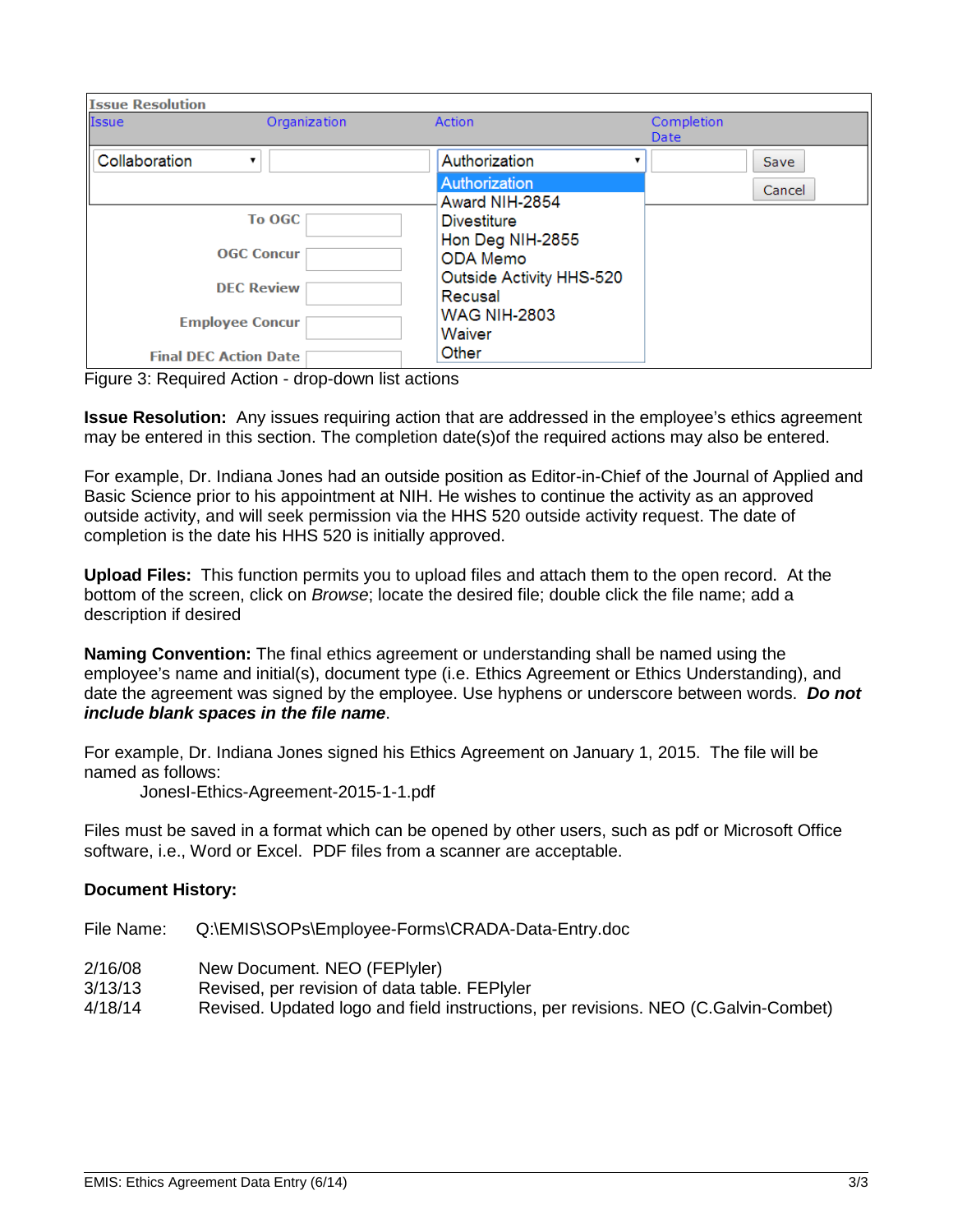Figure 3: Required Action - drop-down list actions

**Issue Resolution:** Any issues requiring action that are addressed in the employee's ethics agreement may be entered in this section. The completion date(s)of the required actions may also be entered.

For example, Dr. Indiana Jones had an outside position as Editor-in-Chief of the Journal of Applied and Basic Science prior to his appointment at NIH. He wishes to continue the activity as an approved outside activity, and will seek permission via the HHS 520 outside activity request. The date of completion is the date his HHS 520 is initially approved.

**Upload Files:** This function permits you to upload files and attach them to the open record. At the bottom of the screen, click on *Browse*; locate the desired file; double click the file name; add a description if desired

**Naming Convention:** The final ethics agreement or understanding shall be named using the employee's name and initial(s), document type (i.e. Ethics Agreement or Ethics Understanding), and date the agreement was signed by the employee. Use hyphens or underscore between words. ***Do not include blank spaces in the file name***.

For example, Dr. Indiana Jones signed his Ethics Agreement on January 1, 2015. The file will be named as follows:

JonesI-Ethics-Agreement-2015-1-1.pdf

Files must be saved in a format which can be opened by other users, such as pdf or Microsoft Office software, i.e., Word or Excel. PDF files from a scanner are acceptable.

**Document History:**

File Name: Q:\EMIS\SOPs\Employee-Forms\CRADA-Data-Entry.doc

| | |
|---|---|
| 2/16/08 | New Document. NEO (FEPlyler) |
| 3/13/13 | Revised, per revision of data table. FEPlyler |
| 4/18/14 | Revised. Updated logo and field instructions, per revisions. NEO (C.Galvin-Combet) |